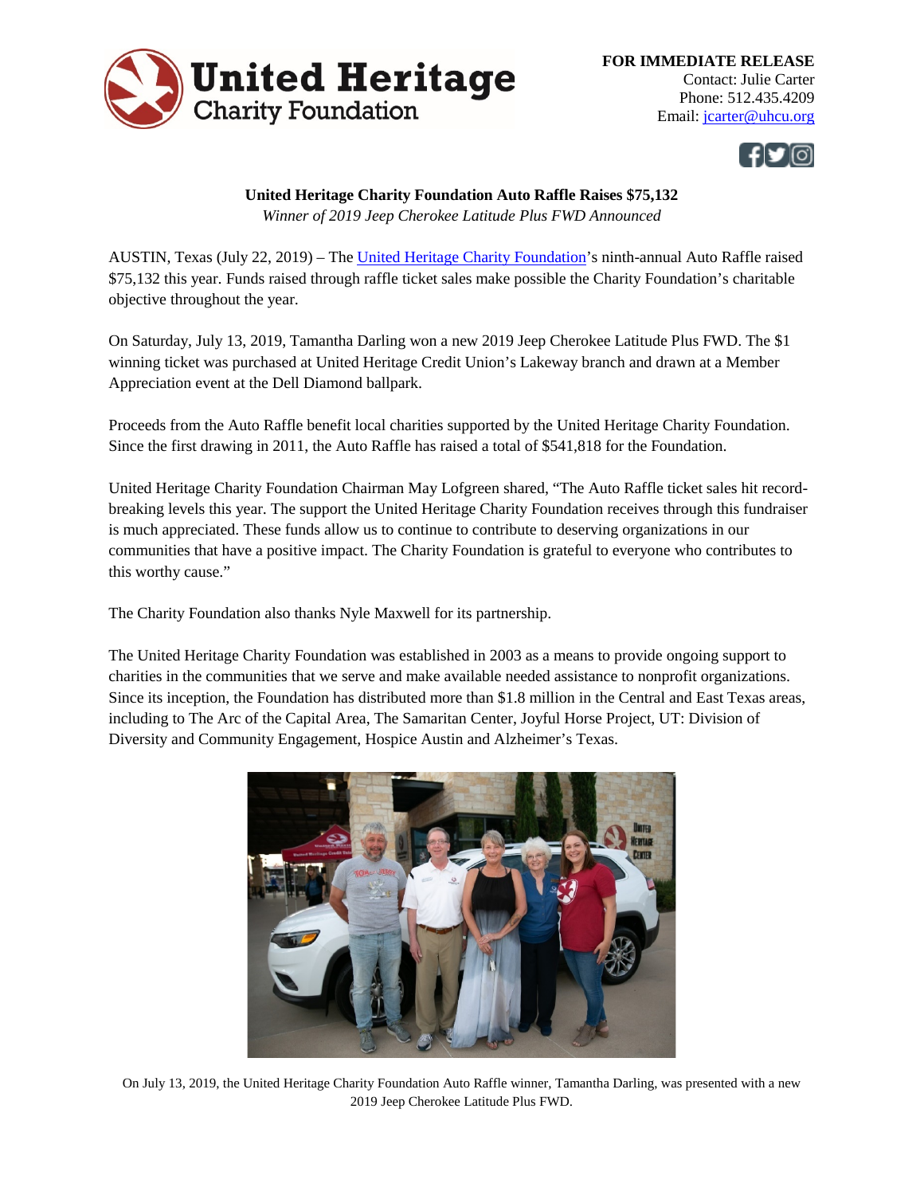**FOR IMMEDIATE RELEASE**
Contact: Julie Carter
Phone: 512.435.4209
Email: jcarter@uhcu.org

**United Heritage Charity Foundation Auto Raffle Raises $75,132**

*Winner of 2019 Jeep Cherokee Latitude Plus FWD Announced*

AUSTIN, Texas (July 22, 2019) – The United Heritage Charity Foundation's ninth-annual Auto Raffle raised $75,132 this year. Funds raised through raffle ticket sales make possible the Charity Foundation's charitable objective throughout the year.

On Saturday, July 13, 2019, Tamantha Darling won a new 2019 Jeep Cherokee Latitude Plus FWD. The $1 winning ticket was purchased at United Heritage Credit Union's Lakeway branch and drawn at a Member Appreciation event at the Dell Diamond ballpark.

Proceeds from the Auto Raffle benefit local charities supported by the United Heritage Charity Foundation. Since the first drawing in 2011, the Auto Raffle has raised a total of $541,818 for the Foundation.

United Heritage Charity Foundation Chairman May Lofgreen shared, "The Auto Raffle ticket sales hit record-breaking levels this year. The support the United Heritage Charity Foundation receives through this fundraiser is much appreciated. These funds allow us to continue to contribute to deserving organizations in our communities that have a positive impact. The Charity Foundation is grateful to everyone who contributes to this worthy cause."

The Charity Foundation also thanks Nyle Maxwell for its partnership.

The United Heritage Charity Foundation was established in 2003 as a means to provide ongoing support to charities in the communities that we serve and make available needed assistance to nonprofit organizations. Since its inception, the Foundation has distributed more than $1.8 million in the Central and East Texas areas, including to The Arc of the Capital Area, The Samaritan Center, Joyful Horse Project, UT: Division of Diversity and Community Engagement, Hospice Austin and Alzheimer's Texas.

On July 13, 2019, the United Heritage Charity Foundation Auto Raffle winner, Tamantha Darling, was presented with a new 2019 Jeep Cherokee Latitude Plus FWD.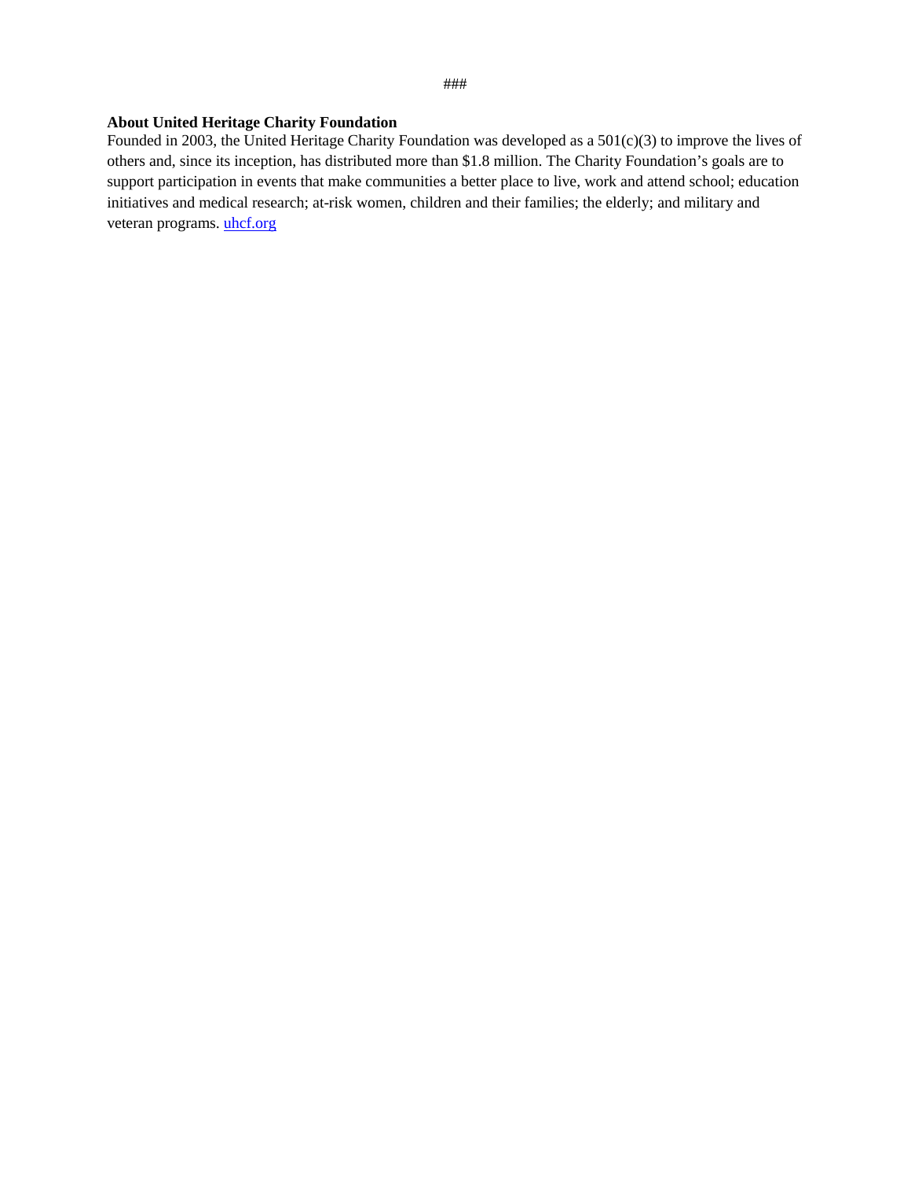###

**About United Heritage Charity Foundation**

Founded in 2003, the United Heritage Charity Foundation was developed as a 501(c)(3) to improve the lives of others and, since its inception, has distributed more than $1.8 million. The Charity Foundation's goals are to support participation in events that make communities a better place to live, work and attend school; education initiatives and medical research; at-risk women, children and their families; the elderly; and military and veteran programs. [uhcf.org](http://uhcf.org)